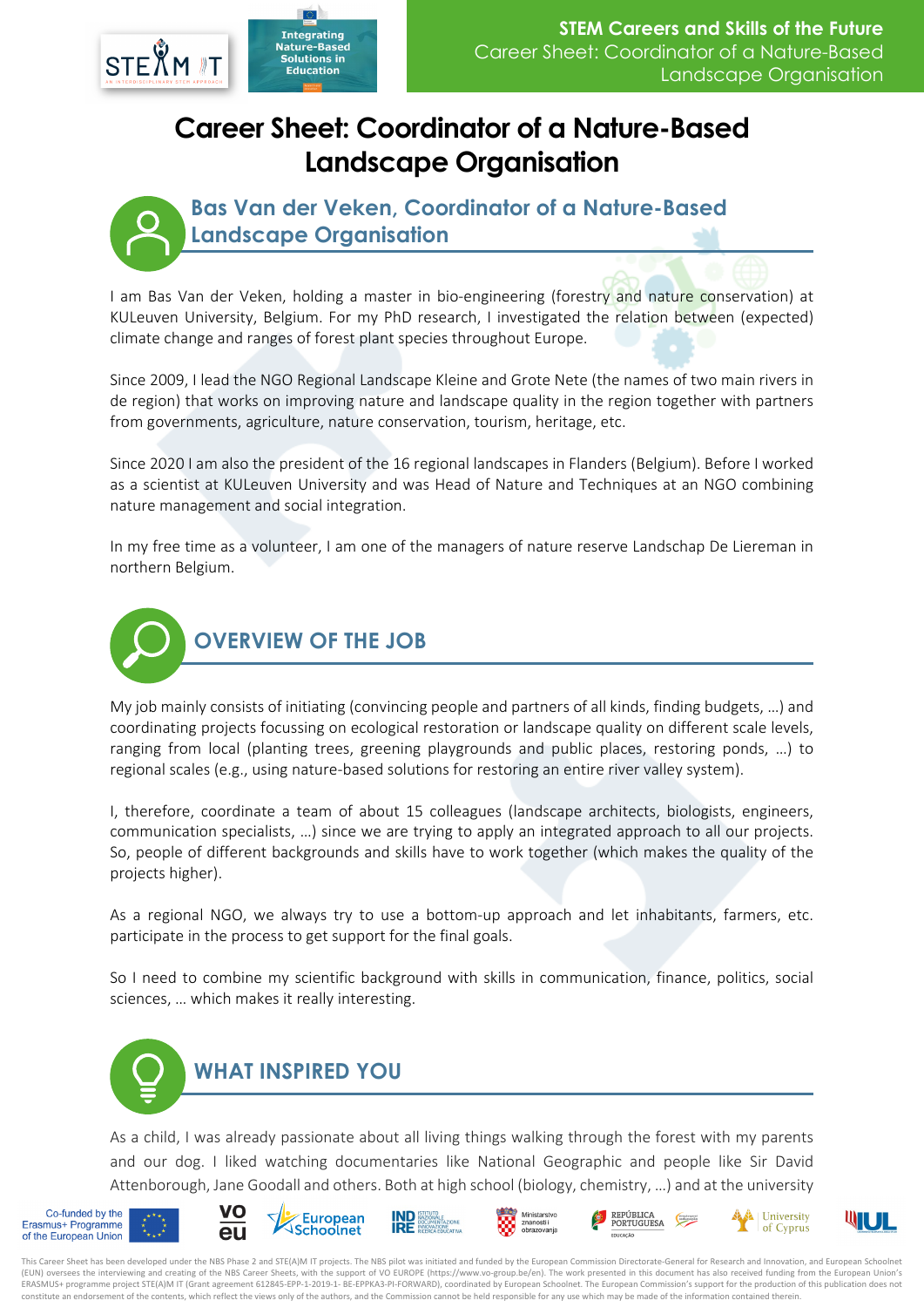# Career Sheet: Coordinator of a Nature-Based Landscape Organisation

## Bas Van der Veken, Coordinator of a Nature-Based Landscape Organisation

I am Bas Van der Veken, holding a master in bio-engineering (forestry and nature conservation) at KULeuven University, Belgium. For my PhD research, I investigated the relation between (expected) climate change and ranges of forest plant species throughout Europe.

Since 2009, I lead the NGO Regional Landscape Kleine and Grote Nete (the names of two main rivers in de region) that works on improving nature and landscape quality in the region together with partners from governments, agriculture, nature conservation, tourism, heritage, etc.

Since 2020 I am also the president of the 16 regional landscapes in Flanders (Belgium). Before I worked as a scientist at KULeuven University and was Head of Nature and Techniques at an NGO combining nature management and social integration.

In my free time as a volunteer, I am one of the managers of nature reserve Landschap De Liereman in northern Belgium.

## OVERVIEW OF THE JOB

My job mainly consists of initiating (convincing people and partners of all kinds, finding budgets, …) and coordinating projects focussing on ecological restoration or landscape quality on different scale levels, ranging from local (planting trees, greening playgrounds and public places, restoring ponds, …) to regional scales (e.g., using nature-based solutions for restoring an entire river valley system).

I, therefore, coordinate a team of about 15 colleagues (landscape architects, biologists, engineers, communication specialists, …) since we are trying to apply an integrated approach to all our projects. So, people of different backgrounds and skills have to work together (which makes the quality of the projects higher).

As a regional NGO, we always try to use a bottom-up approach and let inhabitants, farmers, etc. participate in the process to get support for the final goals.

So I need to combine my scientific background with skills in communication, finance, politics, social sciences, … which makes it really interesting.

## WHAT INSPIRED YOU

As a child, I was already passionate about all living things walking through the forest with my parents and our dog. I liked watching documentaries like National Geographic and people like Sir David Attenborough, Jane Goodall and others. Both at high school (biology, chemistry, …) and at the university

This Career Sheet has been developed under the NBS Phase 2 and STE(A)M IT projects. The NBS pilot was initiated and funded by the European Commission Directorate-General for Research and Innovation, and European Schoolnet (EUN) oversees the interviewing and creating of the NBS Career Sheets, with the support of VO EUROPE (https://www.vo-group.be/en). The work presented in this document has also received funding from the European Union's ERASMUS+ programme project STE(A)M IT (Grant agreement 612845-EPP-1-2019-1- BE-EPPKA3-PI-FORWARD), coordinated by European Schoolnet. The European Commission's support for the production of this publication does not constitute an endorsement of the contents, which reflect the views only of the authors, and the Commission cannot be held responsible for any use which may be made of the information contained therein.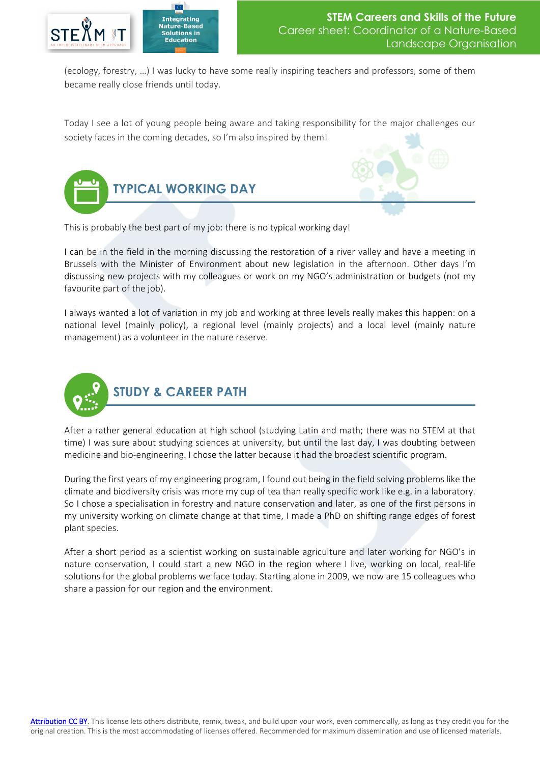(ecology, forestry, …) I was lucky to have some really inspiring teachers and professors, some of them became really close friends until today.

Today I see a lot of young people being aware and taking responsibility for the major challenges our society faces in the coming decades, so I'm also inspired by them!

## TYPICAL WORKING DAY

This is probably the best part of my job: there is no typical working day!

I can be in the field in the morning discussing the restoration of a river valley and have a meeting in Brussels with the Minister of Environment about new legislation in the afternoon. Other days I'm discussing new projects with my colleagues or work on my NGO's administration or budgets (not my favourite part of the job).

I always wanted a lot of variation in my job and working at three levels really makes this happen: on a national level (mainly policy), a regional level (mainly projects) and a local level (mainly nature management) as a volunteer in the nature reserve.

## STUDY & CAREER PATH

After a rather general education at high school (studying Latin and math; there was no STEM at that time) I was sure about studying sciences at university, but until the last day, I was doubting between medicine and bio-engineering. I chose the latter because it had the broadest scientific program.

During the first years of my engineering program, I found out being in the field solving problems like the climate and biodiversity crisis was more my cup of tea than really specific work like e.g. in a laboratory. So I chose a specialisation in forestry and nature conservation and later, as one of the first persons in my university working on climate change at that time, I made a PhD on shifting range edges of forest plant species.

After a short period as a scientist working on sustainable agriculture and later working for NGO's in nature conservation, I could start a new NGO in the region where I live, working on local, real-life solutions for the global problems we face today. Starting alone in 2009, we now are 15 colleagues who share a passion for our region and the environment.

Attribution CC BY. This license lets others distribute, remix, tweak, and build upon your work, even commercially, as long as they credit you for the original creation. This is the most accommodating of licenses offered. Recommended for maximum dissemination and use of licensed materials.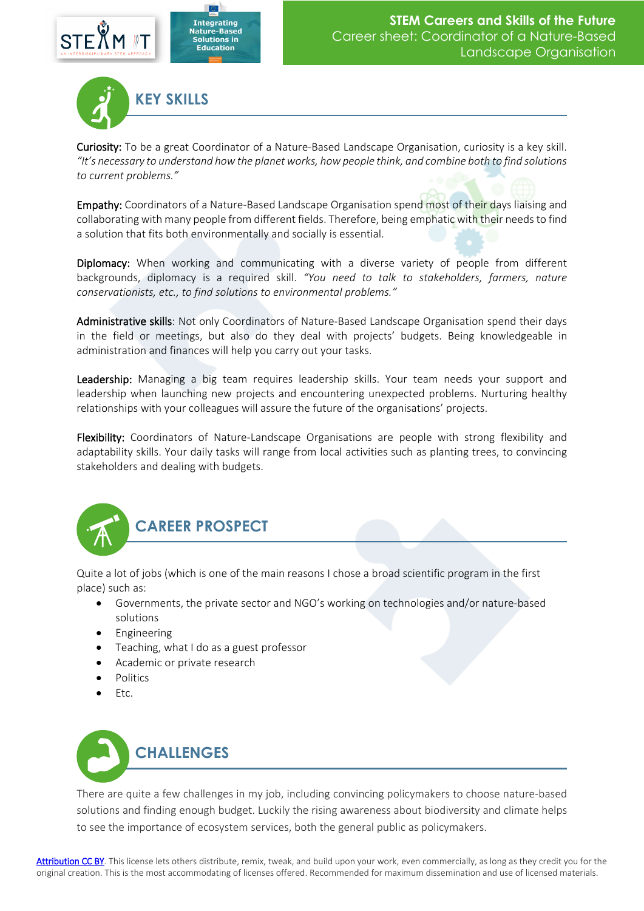## KEY SKILLS

**Curiosity:** To be a great Coordinator of a Nature-Based Landscape Organisation, curiosity is a key skill. *"It's necessary to understand how the planet works, how people think, and combine both to find solutions to current problems."*

**Empathy:** Coordinators of a Nature-Based Landscape Organisation spend most of their days liaising and collaborating with many people from different fields. Therefore, being emphatic with their needs to find a solution that fits both environmentally and socially is essential.

**Diplomacy:** When working and communicating with a diverse variety of people from different backgrounds, diplomacy is a required skill. *"You need to talk to stakeholders, farmers, nature conservationists, etc., to find solutions to environmental problems."*

**Administrative skills**: Not only Coordinators of Nature-Based Landscape Organisation spend their days in the field or meetings, but also do they deal with projects' budgets. Being knowledgeable in administration and finances will help you carry out your tasks.

**Leadership:** Managing a big team requires leadership skills. Your team needs your support and leadership when launching new projects and encountering unexpected problems. Nurturing healthy relationships with your colleagues will assure the future of the organisations' projects.

**Flexibility:** Coordinators of Nature-Landscape Organisations are people with strong flexibility and adaptability skills. Your daily tasks will range from local activities such as planting trees, to convincing stakeholders and dealing with budgets.

## CAREER PROSPECT

Quite a lot of jobs (which is one of the main reasons I chose a broad scientific program in the first place) such as:

- Governments, the private sector and NGO's working on technologies and/or nature-based solutions
- Engineering
- Teaching, what I do as a guest professor
- Academic or private research
- Politics
- Etc.

## CHALLENGES

There are quite a few challenges in my job, including convincing policymakers to choose nature-based solutions and finding enough budget. Luckily the rising awareness about biodiversity and climate helps to see the importance of ecosystem services, both the general public as policymakers.

Attribution CC BY. This license lets others distribute, remix, tweak, and build upon your work, even commercially, as long as they credit you for the original creation. This is the most accommodating of licenses offered. Recommended for maximum dissemination and use of licensed materials.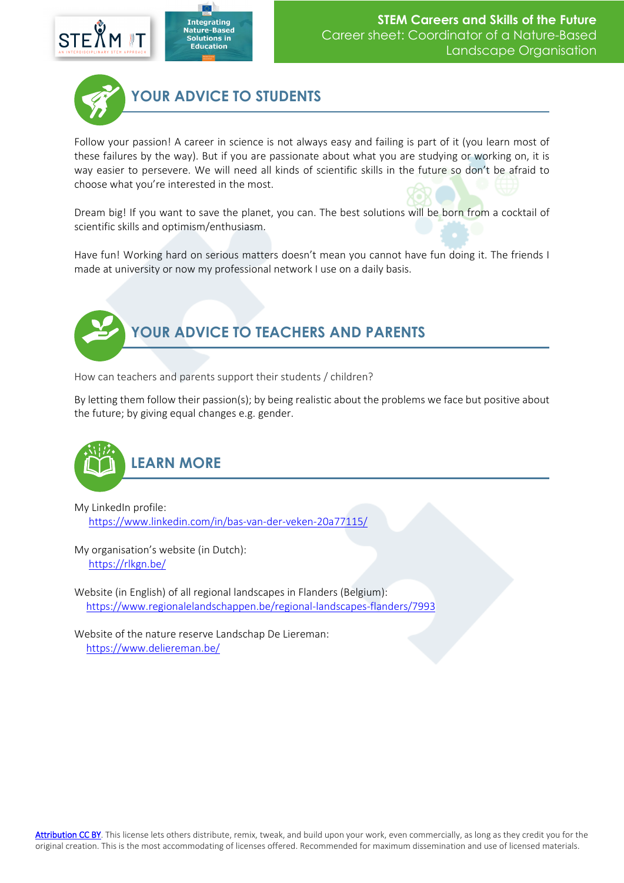## YOUR ADVICE TO STUDENTS

Follow your passion! A career in science is not always easy and failing is part of it (you learn most of these failures by the way). But if you are passionate about what you are studying or working on, it is way easier to persevere. We will need all kinds of scientific skills in the future so don't be afraid to choose what you're interested in the most.

Dream big! If you want to save the planet, you can. The best solutions will be born from a cocktail of scientific skills and optimism/enthusiasm.

Have fun! Working hard on serious matters doesn't mean you cannot have fun doing it. The friends I made at university or now my professional network I use on a daily basis.

## YOUR ADVICE TO TEACHERS AND PARENTS

How can teachers and parents support their students / children?

By letting them follow their passion(s); by being realistic about the problems we face but positive about the future; by giving equal changes e.g. gender.

## LEARN MORE

My LinkedIn profile:
https://www.linkedin.com/in/bas-van-der-veken-20a77115/

My organisation's website (in Dutch):
https://rlkgn.be/

Website (in English) of all regional landscapes in Flanders (Belgium):
https://www.regionalelandschappen.be/regional-landscapes-flanders/7993

Website of the nature reserve Landschap De Liereman:
https://www.deliereman.be/

Attribution CC BY. This license lets others distribute, remix, tweak, and build upon your work, even commercially, as long as they credit you for the original creation. This is the most accommodating of licenses offered. Recommended for maximum dissemination and use of licensed materials.